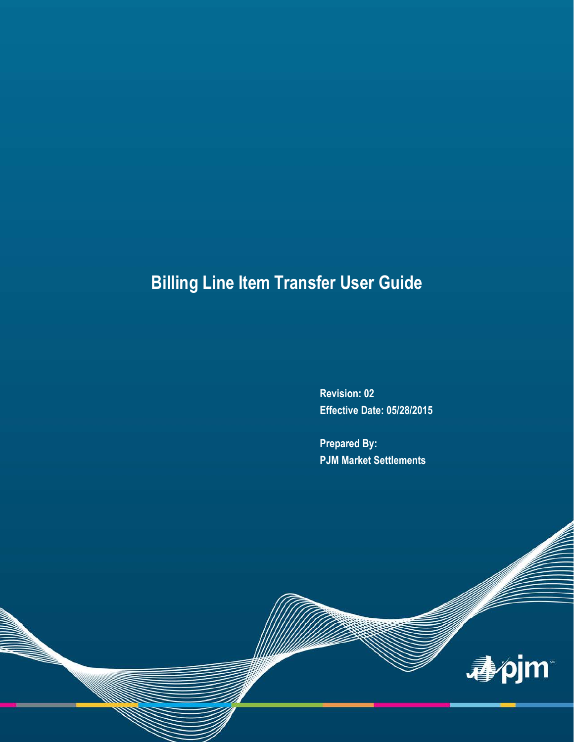# Billing Line Item Transfer User Guide

**Revision: 02**
**Effective Date: 05/28/2015**

**Prepared By:**
**PJM Market Settlements**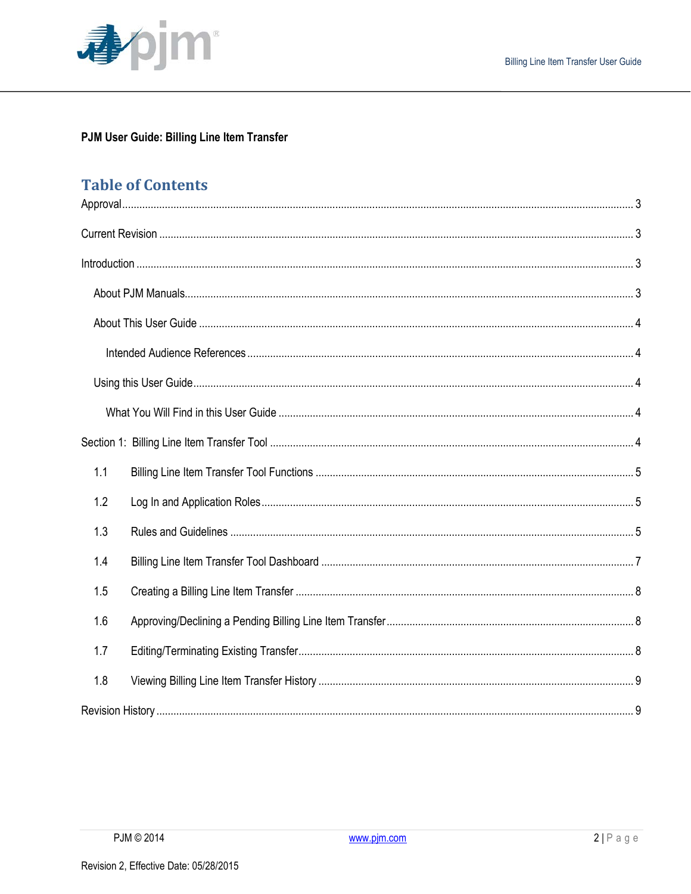**PJM User Guide: Billing Line Item Transfer**

## Table of Contents

Approval ..... 3

Current Revision ..... 3

Introduction ..... 3

- About PJM Manuals ..... 3
- About This User Guide ..... 4
  - Intended Audience References ..... 4
- Using this User Guide ..... 4
  - What You Will Find in this User Guide ..... 4

Section 1: Billing Line Item Transfer Tool ..... 4

- 1.1 Billing Line Item Transfer Tool Functions ..... 5
- 1.2 Log In and Application Roles ..... 5
- 1.3 Rules and Guidelines ..... 5
- 1.4 Billing Line Item Transfer Tool Dashboard ..... 7
- 1.5 Creating a Billing Line Item Transfer ..... 8
- 1.6 Approving/Declining a Pending Billing Line Item Transfer ..... 8
- 1.7 Editing/Terminating Existing Transfer ..... 8
- 1.8 Viewing Billing Line Item Transfer History ..... 9

Revision History ..... 9

Revision 2, Effective Date: 05/28/2015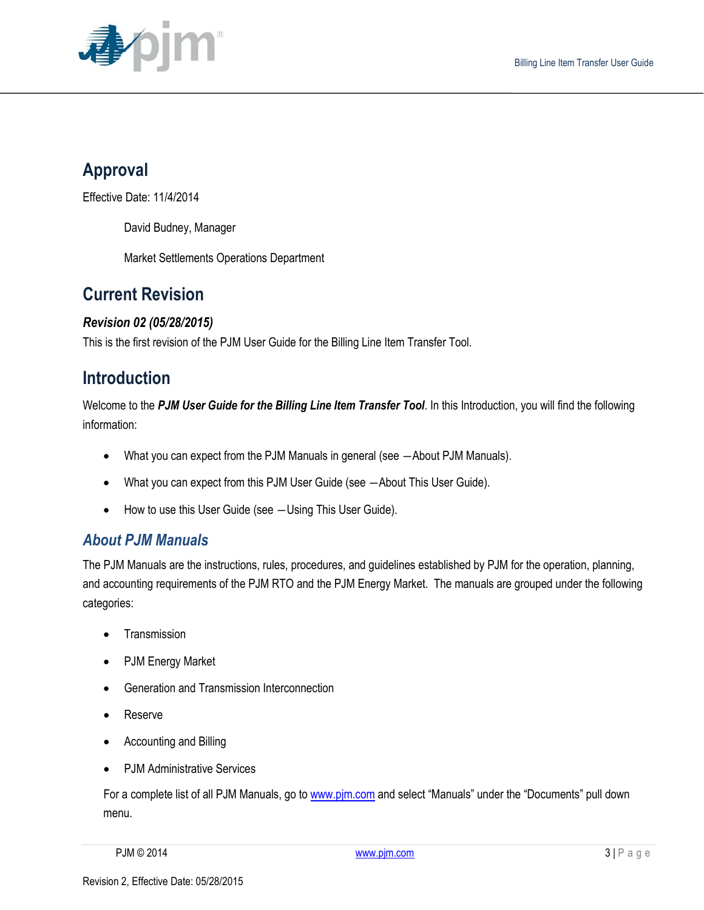## Approval

Effective Date: 11/4/2014

David Budney, Manager

Market Settlements Operations Department

## Current Revision

***Revision 02 (05/28/2015)***

This is the first revision of the PJM User Guide for the Billing Line Item Transfer Tool.

## Introduction

Welcome to the ***PJM User Guide for the Billing Line Item Transfer Tool***. In this Introduction, you will find the following information:

- What you can expect from the PJM Manuals in general (see ―About PJM Manuals).
- What you can expect from this PJM User Guide (see ―About This User Guide).
- How to use this User Guide (see ―Using This User Guide).

### *About PJM Manuals*

The PJM Manuals are the instructions, rules, procedures, and guidelines established by PJM for the operation, planning, and accounting requirements of the PJM RTO and the PJM Energy Market. The manuals are grouped under the following categories:

- Transmission
- PJM Energy Market
- Generation and Transmission Interconnection
- Reserve
- Accounting and Billing
- PJM Administrative Services

For a complete list of all PJM Manuals, go to www.pjm.com and select "Manuals" under the "Documents" pull down menu.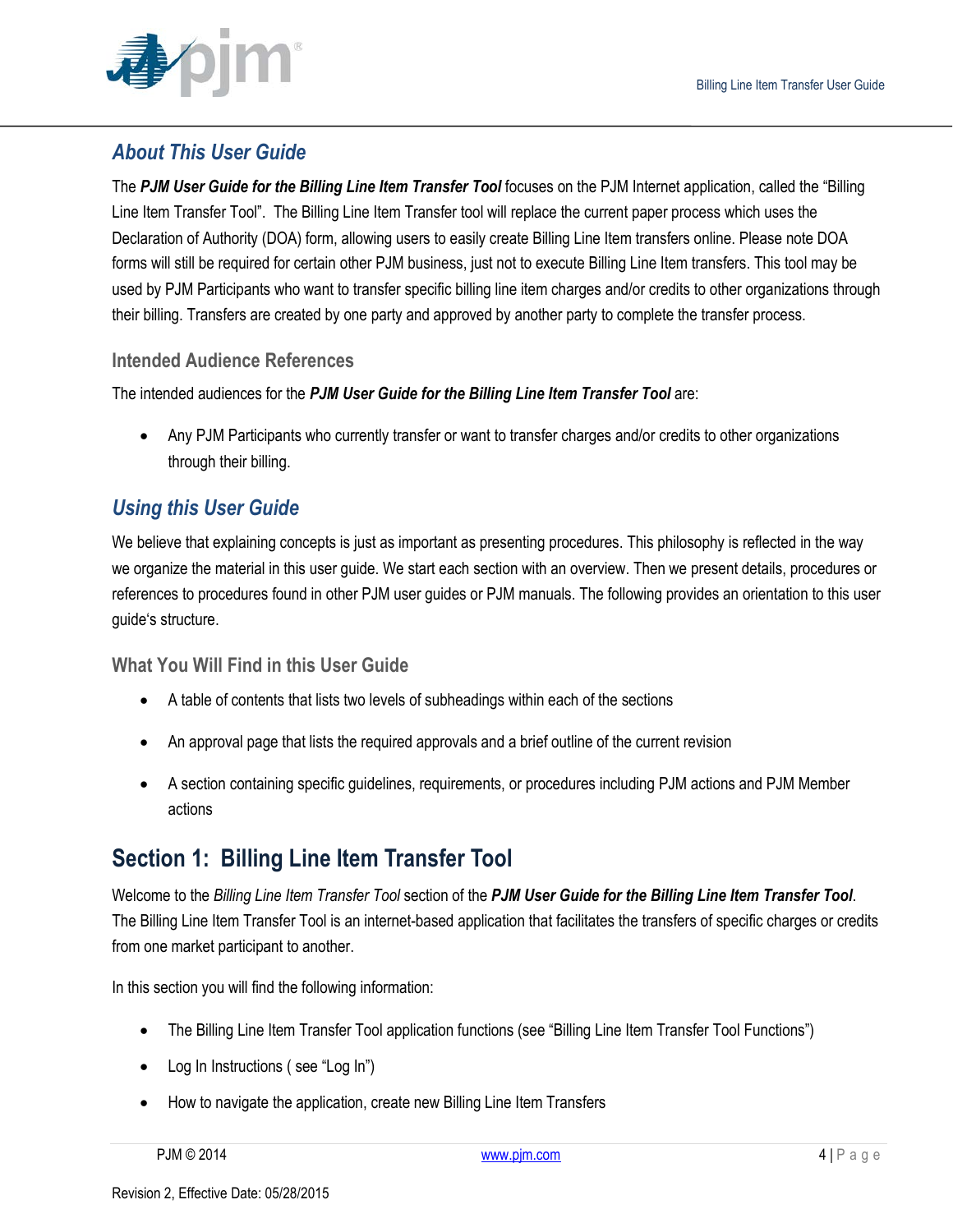## *About This User Guide*

The ***PJM User Guide for the Billing Line Item Transfer Tool*** focuses on the PJM Internet application, called the "Billing Line Item Transfer Tool". The Billing Line Item Transfer tool will replace the current paper process which uses the Declaration of Authority (DOA) form, allowing users to easily create Billing Line Item transfers online. Please note DOA forms will still be required for certain other PJM business, just not to execute Billing Line Item transfers. This tool may be used by PJM Participants who want to transfer specific billing line item charges and/or credits to other organizations through their billing. Transfers are created by one party and approved by another party to complete the transfer process.

### Intended Audience References

The intended audiences for the ***PJM User Guide for the Billing Line Item Transfer Tool*** are:

- Any PJM Participants who currently transfer or want to transfer charges and/or credits to other organizations through their billing.

## *Using this User Guide*

We believe that explaining concepts is just as important as presenting procedures. This philosophy is reflected in the way we organize the material in this user guide. We start each section with an overview. Then we present details, procedures or references to procedures found in other PJM user guides or PJM manuals. The following provides an orientation to this user guide's structure.

### What You Will Find in this User Guide

- A table of contents that lists two levels of subheadings within each of the sections
- An approval page that lists the required approvals and a brief outline of the current revision
- A section containing specific guidelines, requirements, or procedures including PJM actions and PJM Member actions

# Section 1: Billing Line Item Transfer Tool

Welcome to the *Billing Line Item Transfer Tool* section of the ***PJM User Guide for the Billing Line Item Transfer Tool***. The Billing Line Item Transfer Tool is an internet-based application that facilitates the transfers of specific charges or credits from one market participant to another.

In this section you will find the following information:

- The Billing Line Item Transfer Tool application functions (see "Billing Line Item Transfer Tool Functions")
- Log In Instructions ( see "Log In")
- How to navigate the application, create new Billing Line Item Transfers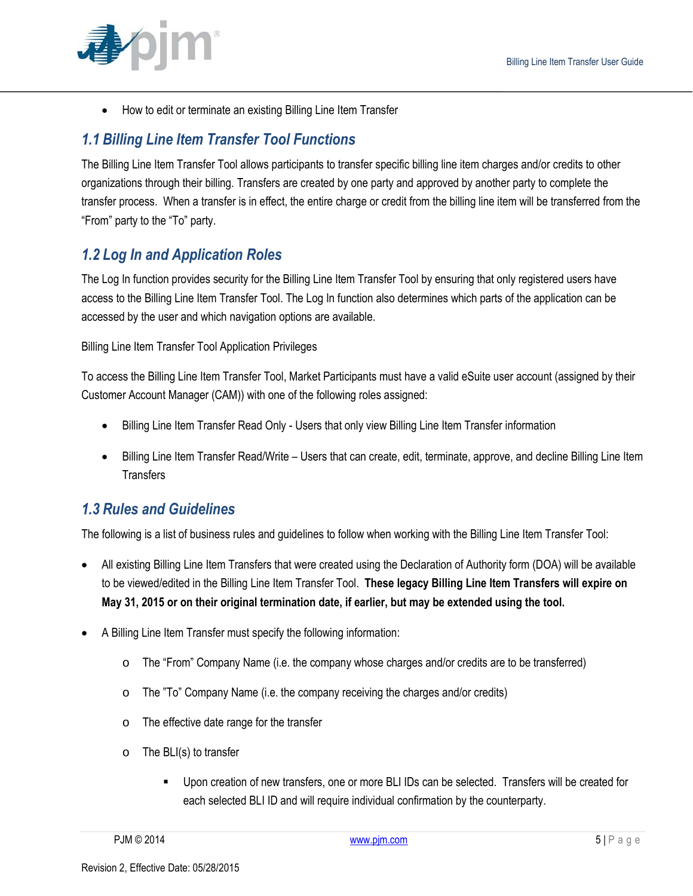- How to edit or terminate an existing Billing Line Item Transfer

## 1.1 Billing Line Item Transfer Tool Functions

The Billing Line Item Transfer Tool allows participants to transfer specific billing line item charges and/or credits to other organizations through their billing. Transfers are created by one party and approved by another party to complete the transfer process. When a transfer is in effect, the entire charge or credit from the billing line item will be transferred from the "From" party to the "To" party.

## 1.2 Log In and Application Roles

The Log In function provides security for the Billing Line Item Transfer Tool by ensuring that only registered users have access to the Billing Line Item Transfer Tool. The Log In function also determines which parts of the application can be accessed by the user and which navigation options are available.

Billing Line Item Transfer Tool Application Privileges

To access the Billing Line Item Transfer Tool, Market Participants must have a valid eSuite user account (assigned by their Customer Account Manager (CAM)) with one of the following roles assigned:

- Billing Line Item Transfer Read Only - Users that only view Billing Line Item Transfer information
- Billing Line Item Transfer Read/Write – Users that can create, edit, terminate, approve, and decline Billing Line Item Transfers

## 1.3 Rules and Guidelines

The following is a list of business rules and guidelines to follow when working with the Billing Line Item Transfer Tool:

- All existing Billing Line Item Transfers that were created using the Declaration of Authority form (DOA) will be available to be viewed/edited in the Billing Line Item Transfer Tool. **These legacy Billing Line Item Transfers will expire on May 31, 2015 or on their original termination date, if earlier, but may be extended using the tool.**
- A Billing Line Item Transfer must specify the following information:
  - The "From" Company Name (i.e. the company whose charges and/or credits are to be transferred)
  - The "To" Company Name (i.e. the company receiving the charges and/or credits)
  - The effective date range for the transfer
  - The BLI(s) to transfer
    - Upon creation of new transfers, one or more BLI IDs can be selected. Transfers will be created for each selected BLI ID and will require individual confirmation by the counterparty.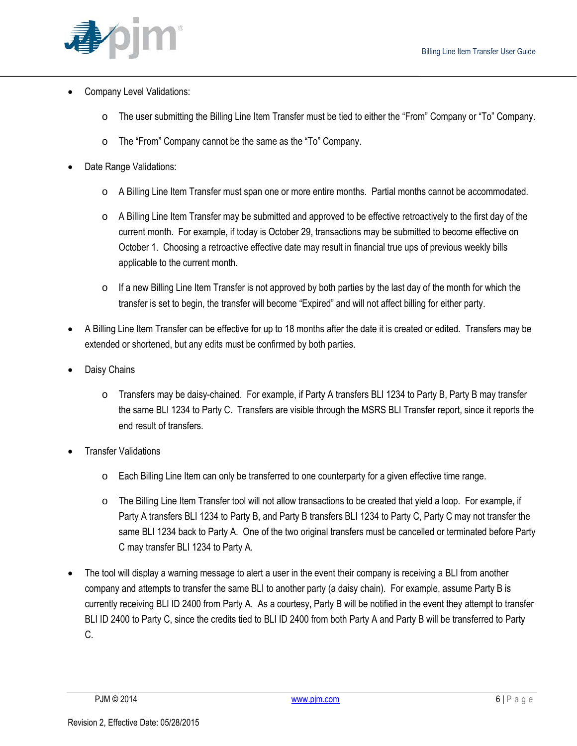- Company Level Validations:
  - The user submitting the Billing Line Item Transfer must be tied to either the "From" Company or "To" Company.
  - The "From" Company cannot be the same as the "To" Company.
- Date Range Validations:
  - A Billing Line Item Transfer must span one or more entire months. Partial months cannot be accommodated.
  - A Billing Line Item Transfer may be submitted and approved to be effective retroactively to the first day of the current month. For example, if today is October 29, transactions may be submitted to become effective on October 1. Choosing a retroactive effective date may result in financial true ups of previous weekly bills applicable to the current month.
  - If a new Billing Line Item Transfer is not approved by both parties by the last day of the month for which the transfer is set to begin, the transfer will become "Expired" and will not affect billing for either party.
- A Billing Line Item Transfer can be effective for up to 18 months after the date it is created or edited. Transfers may be extended or shortened, but any edits must be confirmed by both parties.
- Daisy Chains
  - Transfers may be daisy-chained. For example, if Party A transfers BLI 1234 to Party B, Party B may transfer the same BLI 1234 to Party C. Transfers are visible through the MSRS BLI Transfer report, since it reports the end result of transfers.
- Transfer Validations
  - Each Billing Line Item can only be transferred to one counterparty for a given effective time range.
  - The Billing Line Item Transfer tool will not allow transactions to be created that yield a loop. For example, if Party A transfers BLI 1234 to Party B, and Party B transfers BLI 1234 to Party C, Party C may not transfer the same BLI 1234 back to Party A. One of the two original transfers must be cancelled or terminated before Party C may transfer BLI 1234 to Party A.
- The tool will display a warning message to alert a user in the event their company is receiving a BLI from another company and attempts to transfer the same BLI to another party (a daisy chain). For example, assume Party B is currently receiving BLI ID 2400 from Party A. As a courtesy, Party B will be notified in the event they attempt to transfer BLI ID 2400 to Party C, since the credits tied to BLI ID 2400 from both Party A and Party B will be transferred to Party C.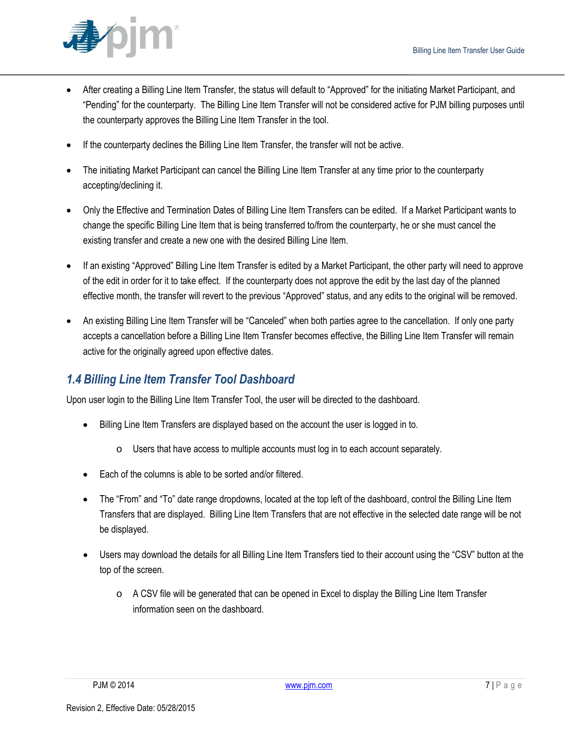- After creating a Billing Line Item Transfer, the status will default to "Approved" for the initiating Market Participant, and "Pending" for the counterparty. The Billing Line Item Transfer will not be considered active for PJM billing purposes until the counterparty approves the Billing Line Item Transfer in the tool.

- If the counterparty declines the Billing Line Item Transfer, the transfer will not be active.

- The initiating Market Participant can cancel the Billing Line Item Transfer at any time prior to the counterparty accepting/declining it.

- Only the Effective and Termination Dates of Billing Line Item Transfers can be edited. If a Market Participant wants to change the specific Billing Line Item that is being transferred to/from the counterparty, he or she must cancel the existing transfer and create a new one with the desired Billing Line Item.

- If an existing "Approved" Billing Line Item Transfer is edited by a Market Participant, the other party will need to approve of the edit in order for it to take effect. If the counterparty does not approve the edit by the last day of the planned effective month, the transfer will revert to the previous "Approved" status, and any edits to the original will be removed.

- An existing Billing Line Item Transfer will be "Canceled" when both parties agree to the cancellation. If only one party accepts a cancellation before a Billing Line Item Transfer becomes effective, the Billing Line Item Transfer will remain active for the originally agreed upon effective dates.

## *1.4 Billing Line Item Transfer Tool Dashboard*

Upon user login to the Billing Line Item Transfer Tool, the user will be directed to the dashboard.

- Billing Line Item Transfers are displayed based on the account the user is logged in to.
  - Users that have access to multiple accounts must log in to each account separately.

- Each of the columns is able to be sorted and/or filtered.

- The "From" and "To" date range dropdowns, located at the top left of the dashboard, control the Billing Line Item Transfers that are displayed. Billing Line Item Transfers that are not effective in the selected date range will be not be displayed.

- Users may download the details for all Billing Line Item Transfers tied to their account using the "CSV" button at the top of the screen.
  - A CSV file will be generated that can be opened in Excel to display the Billing Line Item Transfer information seen on the dashboard.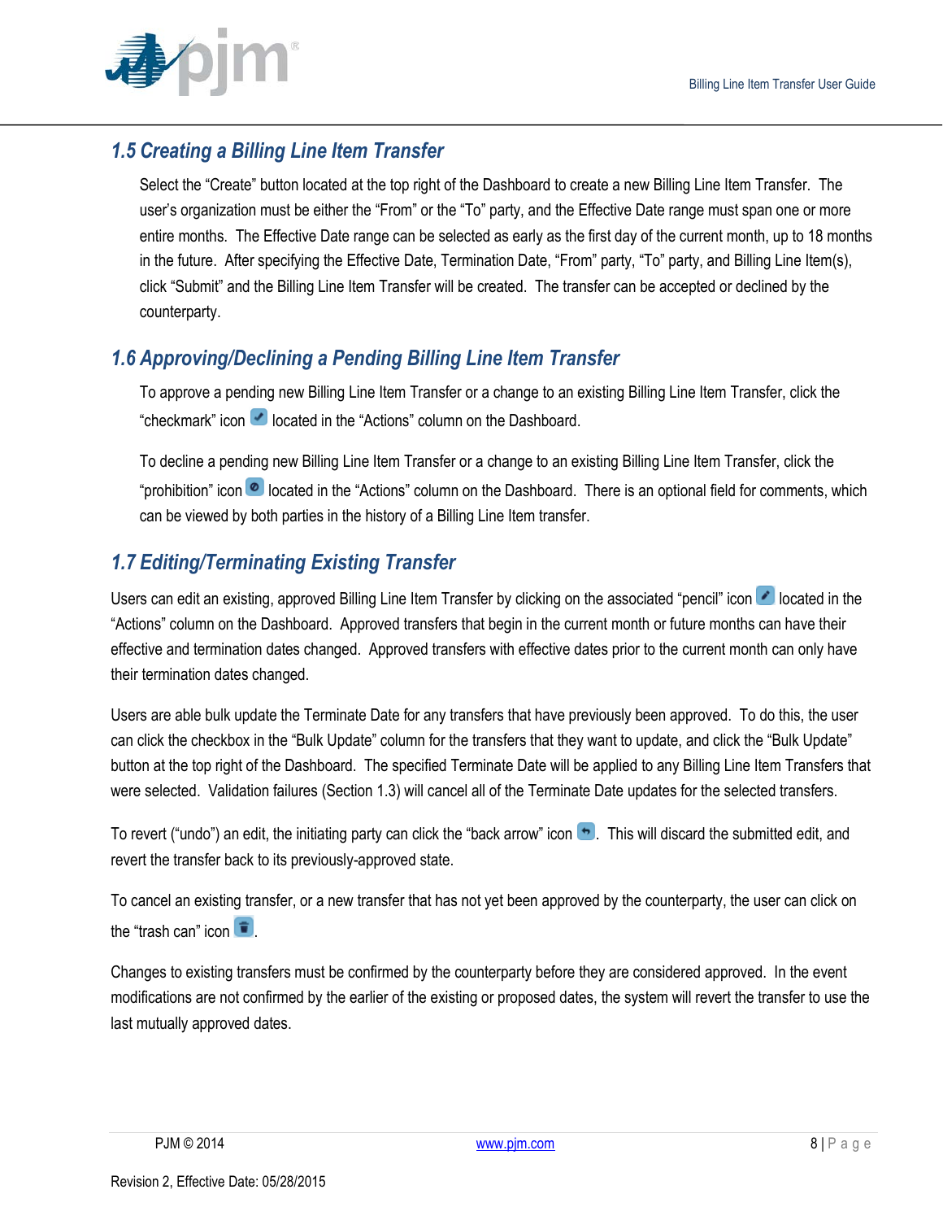## 1.5 Creating a Billing Line Item Transfer

Select the “Create” button located at the top right of the Dashboard to create a new Billing Line Item Transfer. The user’s organization must be either the “From” or the “To” party, and the Effective Date range must span one or more entire months. The Effective Date range can be selected as early as the first day of the current month, up to 18 months in the future. After specifying the Effective Date, Termination Date, “From” party, “To” party, and Billing Line Item(s), click “Submit” and the Billing Line Item Transfer will be created. The transfer can be accepted or declined by the counterparty.

## 1.6 Approving/Declining a Pending Billing Line Item Transfer

To approve a pending new Billing Line Item Transfer or a change to an existing Billing Line Item Transfer, click the “checkmark” icon located in the “Actions” column on the Dashboard.

To decline a pending new Billing Line Item Transfer or a change to an existing Billing Line Item Transfer, click the “prohibition” icon located in the “Actions” column on the Dashboard. There is an optional field for comments, which can be viewed by both parties in the history of a Billing Line Item transfer.

## 1.7 Editing/Terminating Existing Transfer

Users can edit an existing, approved Billing Line Item Transfer by clicking on the associated “pencil” icon located in the “Actions” column on the Dashboard. Approved transfers that begin in the current month or future months can have their effective and termination dates changed. Approved transfers with effective dates prior to the current month can only have their termination dates changed.

Users are able bulk update the Terminate Date for any transfers that have previously been approved. To do this, the user can click the checkbox in the “Bulk Update” column for the transfers that they want to update, and click the “Bulk Update” button at the top right of the Dashboard. The specified Terminate Date will be applied to any Billing Line Item Transfers that were selected. Validation failures (Section 1.3) will cancel all of the Terminate Date updates for the selected transfers.

To revert (“undo”) an edit, the initiating party can click the “back arrow” icon. This will discard the submitted edit, and revert the transfer back to its previously-approved state.

To cancel an existing transfer, or a new transfer that has not yet been approved by the counterparty, the user can click on the “trash can” icon.

Changes to existing transfers must be confirmed by the counterparty before they are considered approved. In the event modifications are not confirmed by the earlier of the existing or proposed dates, the system will revert the transfer to use the last mutually approved dates.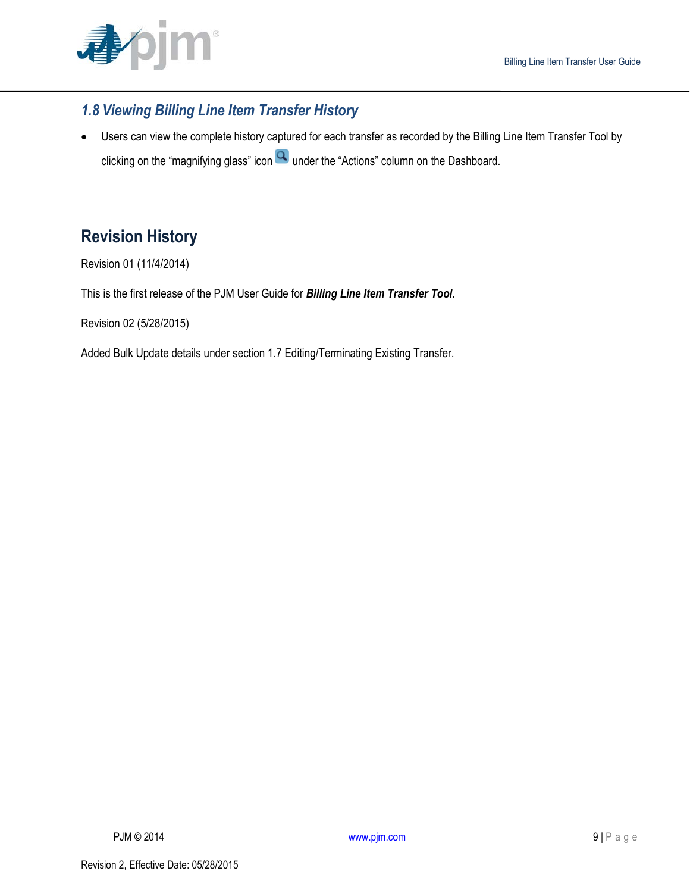### 1.8 Viewing Billing Line Item Transfer History

- Users can view the complete history captured for each transfer as recorded by the Billing Line Item Transfer Tool by clicking on the "magnifying glass" icon under the "Actions" column on the Dashboard.

## Revision History

Revision 01 (11/4/2014)

This is the first release of the PJM User Guide for ***Billing Line Item Transfer Tool***.

Revision 02 (5/28/2015)

Added Bulk Update details under section 1.7 Editing/Terminating Existing Transfer.